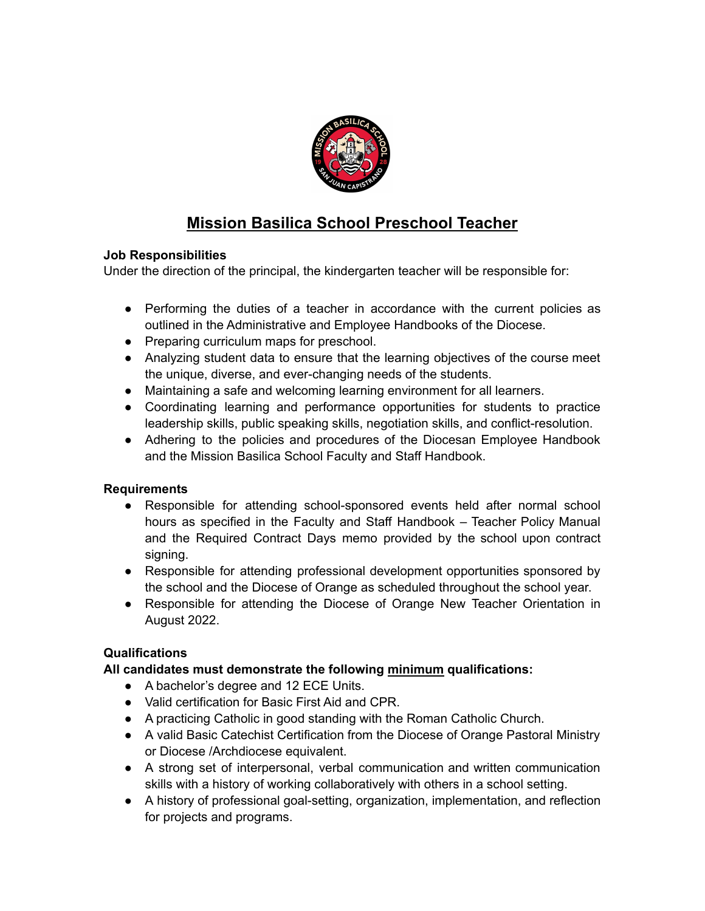# Mission Basilica School Preschool Teacher

**Job Responsibilities**

Under the direction of the principal, the kindergarten teacher will be responsible for:

- Performing the duties of a teacher in accordance with the current policies as outlined in the Administrative and Employee Handbooks of the Diocese.
- Preparing curriculum maps for preschool.
- Analyzing student data to ensure that the learning objectives of the course meet the unique, diverse, and ever-changing needs of the students.
- Maintaining a safe and welcoming learning environment for all learners.
- Coordinating learning and performance opportunities for students to practice leadership skills, public speaking skills, negotiation skills, and conflict-resolution.
- Adhering to the policies and procedures of the Diocesan Employee Handbook and the Mission Basilica School Faculty and Staff Handbook.

**Requirements**

- Responsible for attending school-sponsored events held after normal school hours as specified in the Faculty and Staff Handbook – Teacher Policy Manual and the Required Contract Days memo provided by the school upon contract signing.
- Responsible for attending professional development opportunities sponsored by the school and the Diocese of Orange as scheduled throughout the school year.
- Responsible for attending the Diocese of Orange New Teacher Orientation in August 2022.

**Qualifications**

**All candidates must demonstrate the following <u>minimum</u> qualifications:**

- A bachelor's degree and 12 ECE Units.
- Valid certification for Basic First Aid and CPR.
- A practicing Catholic in good standing with the Roman Catholic Church.
- A valid Basic Catechist Certification from the Diocese of Orange Pastoral Ministry or Diocese /Archdiocese equivalent.
- A strong set of interpersonal, verbal communication and written communication skills with a history of working collaboratively with others in a school setting.
- A history of professional goal-setting, organization, implementation, and reflection for projects and programs.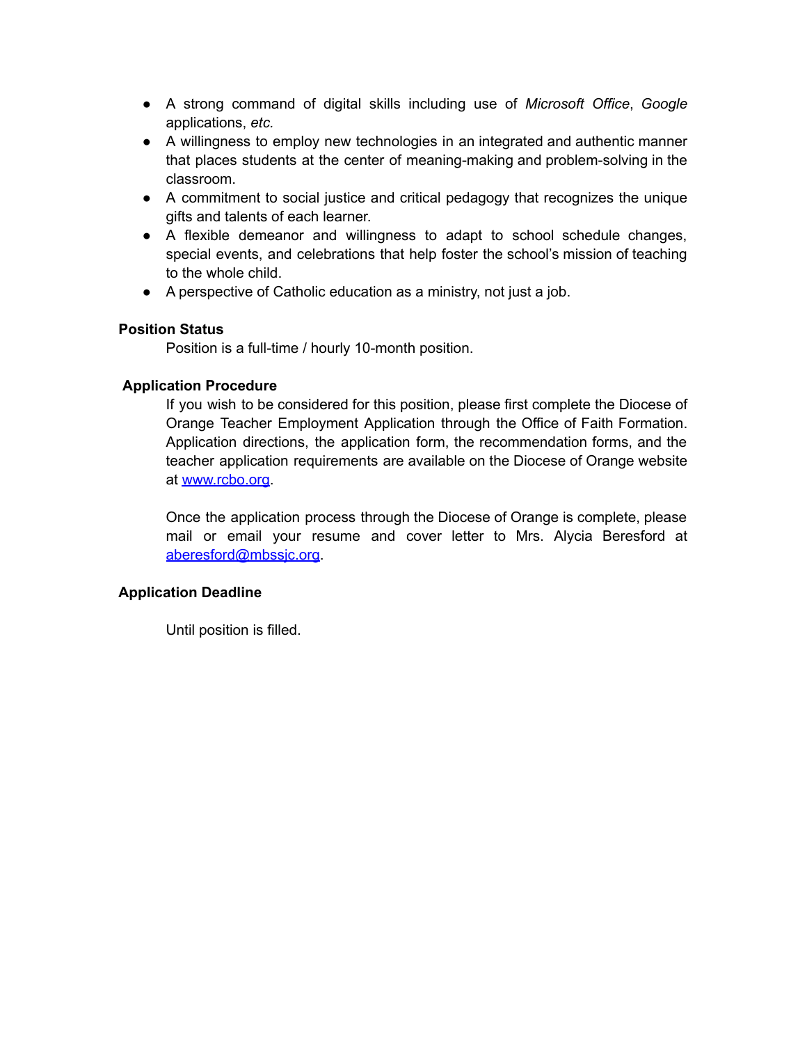- A strong command of digital skills including use of *Microsoft Office*, *Google* applications, *etc.*
- A willingness to employ new technologies in an integrated and authentic manner that places students at the center of meaning-making and problem-solving in the classroom.
- A commitment to social justice and critical pedagogy that recognizes the unique gifts and talents of each learner.
- A flexible demeanor and willingness to adapt to school schedule changes, special events, and celebrations that help foster the school's mission of teaching to the whole child.
- A perspective of Catholic education as a ministry, not just a job.

**Position Status**

Position is a full-time / hourly 10-month position.

**Application Procedure**

If you wish to be considered for this position, please first complete the Diocese of Orange Teacher Employment Application through the Office of Faith Formation. Application directions, the application form, the recommendation forms, and the teacher application requirements are available on the Diocese of Orange website at [www.rcbo.org](http://www.rcbo.org).

Once the application process through the Diocese of Orange is complete, please mail or email your resume and cover letter to Mrs. Alycia Beresford at [aberesford@mbssjc.org](mailto:aberesford@mbssjc.org).

**Application Deadline**

Until position is filled.